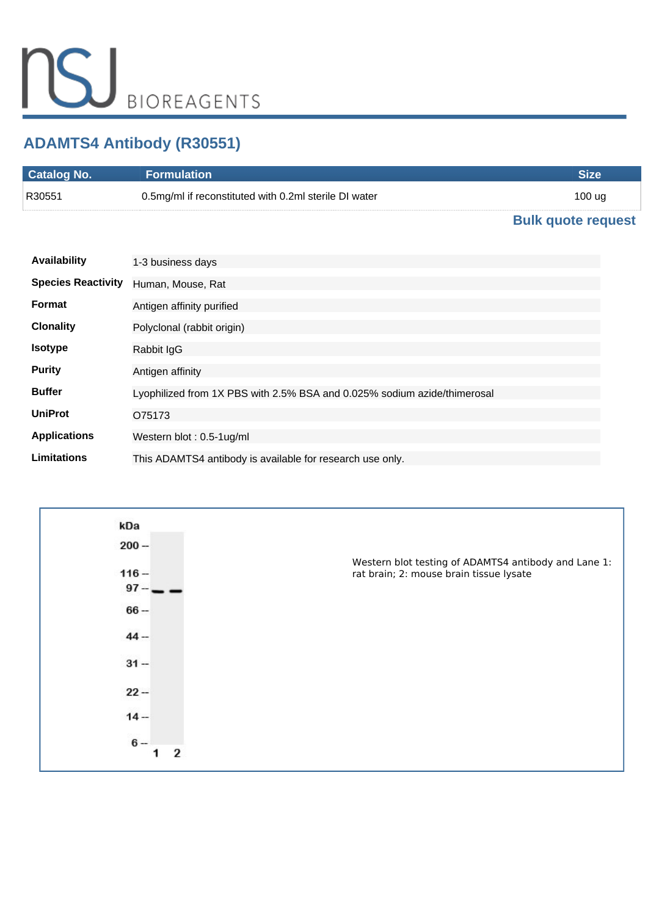# ADAMTS4 Antibody (R30551)

| Catalog No. | Formulation | Size |
| --- | --- | --- |
| R30551 | 0.5mg/ml if reconstituted with 0.2ml sterile DI water | 100 ug |

**Bulk quote request**

| | |
| --- | --- |
| **Availability** | 1-3 business days |
| **Species Reactivity** | Human, Mouse, Rat |
| **Format** | Antigen affinity purified |
| **Clonality** | Polyclonal (rabbit origin) |
| **Isotype** | Rabbit IgG |
| **Purity** | Antigen affinity |
| **Buffer** | Lyophilized from 1X PBS with 2.5% BSA and 0.025% sodium azide/thimerosal |
| **UniProt** | O75173 |
| **Applications** | Western blot : 0.5-1ug/ml |
| **Limitations** | This ADAMTS4 antibody is available for research use only. |

Western blot testing of ADAMTS4 antibody and Lane 1: rat brain; 2: mouse brain tissue lysate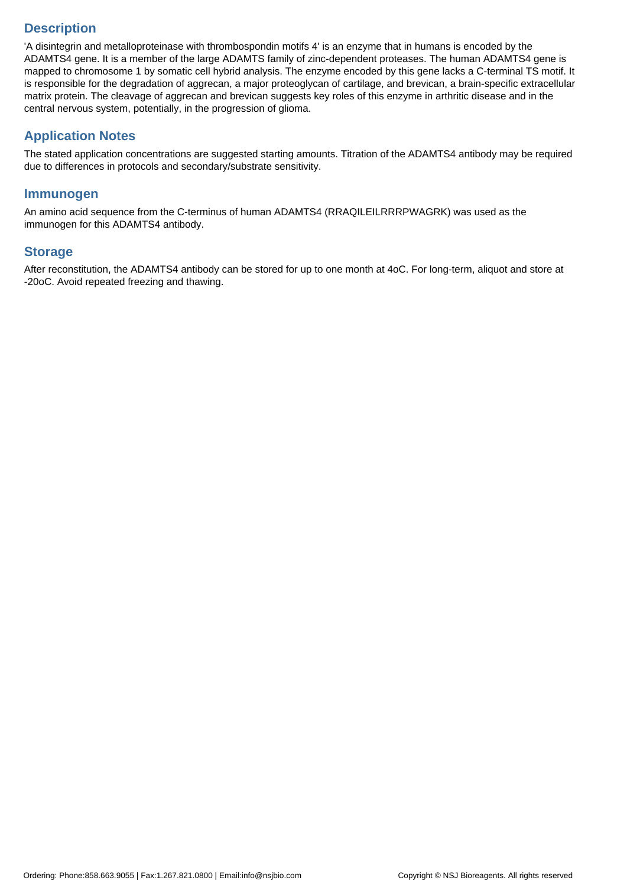## Description

'A disintegrin and metalloproteinase with thrombospondin motifs 4' is an enzyme that in humans is encoded by the ADAMTS4 gene. It is a member of the large ADAMTS family of zinc-dependent proteases. The human ADAMTS4 gene is mapped to chromosome 1 by somatic cell hybrid analysis. The enzyme encoded by this gene lacks a C-terminal TS motif. It is responsible for the degradation of aggrecan, a major proteoglycan of cartilage, and brevican, a brain-specific extracellular matrix protein. The cleavage of aggrecan and brevican suggests key roles of this enzyme in arthritic disease and in the central nervous system, potentially, in the progression of glioma.

## Application Notes

The stated application concentrations are suggested starting amounts. Titration of the ADAMTS4 antibody may be required due to differences in protocols and secondary/substrate sensitivity.

## Immunogen

An amino acid sequence from the C-terminus of human ADAMTS4 (RRAQILEILRRRPWAGRK) was used as the immunogen for this ADAMTS4 antibody.

## Storage

After reconstitution, the ADAMTS4 antibody can be stored for up to one month at 4oC. For long-term, aliquot and store at -20oC. Avoid repeated freezing and thawing.